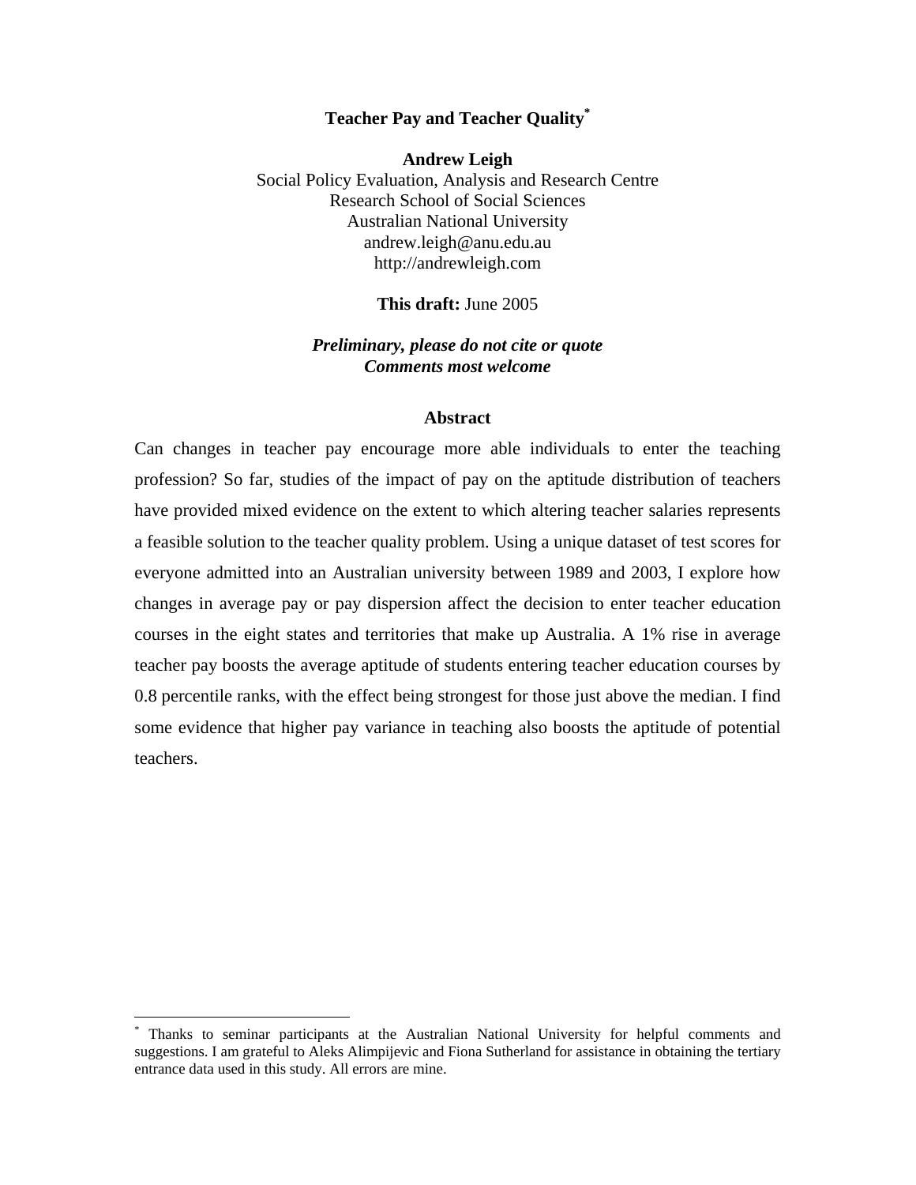# Teacher Pay and Teacher Quality[*]

**Andrew Leigh**
Social Policy Evaluation, Analysis and Research Centre
Research School of Social Sciences
Australian National University
andrew.leigh@anu.edu.au
http://andrewleigh.com

**This draft:** June 2005

***Preliminary, please do not cite or quote***
***Comments most welcome***

## Abstract

Can changes in teacher pay encourage more able individuals to enter the teaching profession? So far, studies of the impact of pay on the aptitude distribution of teachers have provided mixed evidence on the extent to which altering teacher salaries represents a feasible solution to the teacher quality problem. Using a unique dataset of test scores for everyone admitted into an Australian university between 1989 and 2003, I explore how changes in average pay or pay dispersion affect the decision to enter teacher education courses in the eight states and territories that make up Australia. A 1% rise in average teacher pay boosts the average aptitude of students entering teacher education courses by 0.8 percentile ranks, with the effect being strongest for those just above the median. I find some evidence that higher pay variance in teaching also boosts the aptitude of potential teachers.

---

[*] Thanks to seminar participants at the Australian National University for helpful comments and suggestions. I am grateful to Aleks Alimpijevic and Fiona Sutherland for assistance in obtaining the tertiary entrance data used in this study. All errors are mine.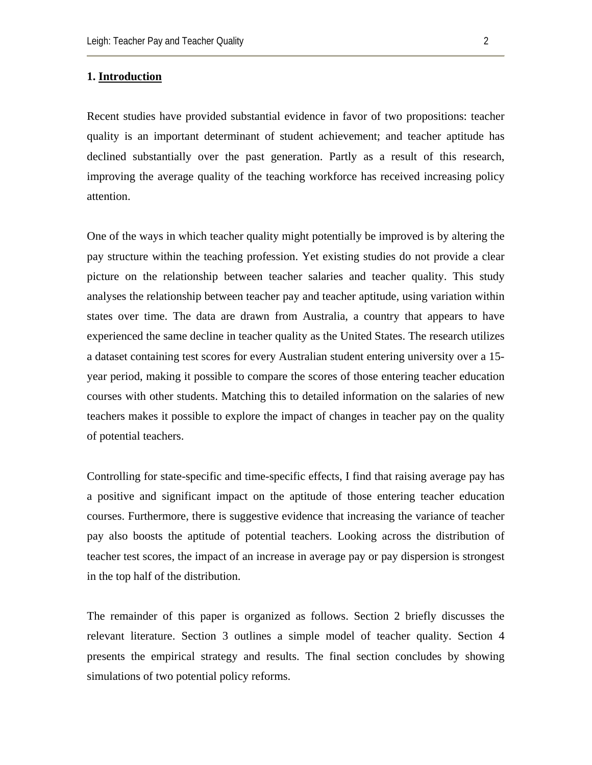## 1. Introduction

Recent studies have provided substantial evidence in favor of two propositions: teacher quality is an important determinant of student achievement; and teacher aptitude has declined substantially over the past generation. Partly as a result of this research, improving the average quality of the teaching workforce has received increasing policy attention.

One of the ways in which teacher quality might potentially be improved is by altering the pay structure within the teaching profession. Yet existing studies do not provide a clear picture on the relationship between teacher salaries and teacher quality. This study analyses the relationship between teacher pay and teacher aptitude, using variation within states over time. The data are drawn from Australia, a country that appears to have experienced the same decline in teacher quality as the United States. The research utilizes a dataset containing test scores for every Australian student entering university over a 15-year period, making it possible to compare the scores of those entering teacher education courses with other students. Matching this to detailed information on the salaries of new teachers makes it possible to explore the impact of changes in teacher pay on the quality of potential teachers.

Controlling for state-specific and time-specific effects, I find that raising average pay has a positive and significant impact on the aptitude of those entering teacher education courses. Furthermore, there is suggestive evidence that increasing the variance of teacher pay also boosts the aptitude of potential teachers. Looking across the distribution of teacher test scores, the impact of an increase in average pay or pay dispersion is strongest in the top half of the distribution.

The remainder of this paper is organized as follows. Section 2 briefly discusses the relevant literature. Section 3 outlines a simple model of teacher quality. Section 4 presents the empirical strategy and results. The final section concludes by showing simulations of two potential policy reforms.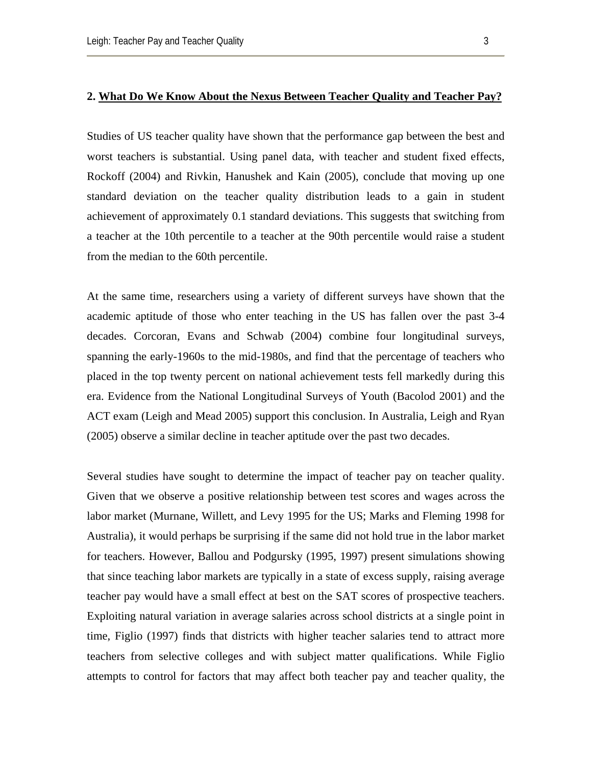## 2. What Do We Know About the Nexus Between Teacher Quality and Teacher Pay?

Studies of US teacher quality have shown that the performance gap between the best and worst teachers is substantial. Using panel data, with teacher and student fixed effects, Rockoff (2004) and Rivkin, Hanushek and Kain (2005), conclude that moving up one standard deviation on the teacher quality distribution leads to a gain in student achievement of approximately 0.1 standard deviations. This suggests that switching from a teacher at the 10th percentile to a teacher at the 90th percentile would raise a student from the median to the 60th percentile.

At the same time, researchers using a variety of different surveys have shown that the academic aptitude of those who enter teaching in the US has fallen over the past 3-4 decades. Corcoran, Evans and Schwab (2004) combine four longitudinal surveys, spanning the early-1960s to the mid-1980s, and find that the percentage of teachers who placed in the top twenty percent on national achievement tests fell markedly during this era. Evidence from the National Longitudinal Surveys of Youth (Bacolod 2001) and the ACT exam (Leigh and Mead 2005) support this conclusion. In Australia, Leigh and Ryan (2005) observe a similar decline in teacher aptitude over the past two decades.

Several studies have sought to determine the impact of teacher pay on teacher quality. Given that we observe a positive relationship between test scores and wages across the labor market (Murnane, Willett, and Levy 1995 for the US; Marks and Fleming 1998 for Australia), it would perhaps be surprising if the same did not hold true in the labor market for teachers. However, Ballou and Podgursky (1995, 1997) present simulations showing that since teaching labor markets are typically in a state of excess supply, raising average teacher pay would have a small effect at best on the SAT scores of prospective teachers. Exploiting natural variation in average salaries across school districts at a single point in time, Figlio (1997) finds that districts with higher teacher salaries tend to attract more teachers from selective colleges and with subject matter qualifications. While Figlio attempts to control for factors that may affect both teacher pay and teacher quality, the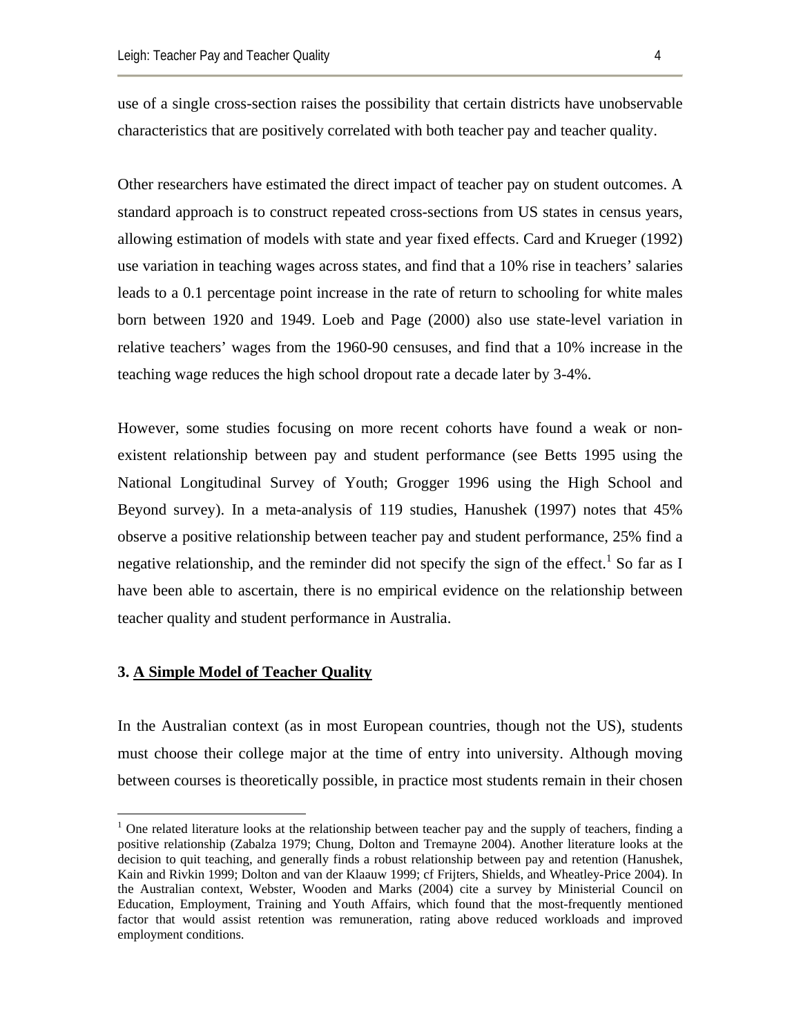use of a single cross-section raises the possibility that certain districts have unobservable characteristics that are positively correlated with both teacher pay and teacher quality.

Other researchers have estimated the direct impact of teacher pay on student outcomes. A standard approach is to construct repeated cross-sections from US states in census years, allowing estimation of models with state and year fixed effects. Card and Krueger (1992) use variation in teaching wages across states, and find that a 10% rise in teachers' salaries leads to a 0.1 percentage point increase in the rate of return to schooling for white males born between 1920 and 1949. Loeb and Page (2000) also use state-level variation in relative teachers' wages from the 1960-90 censuses, and find that a 10% increase in the teaching wage reduces the high school dropout rate a decade later by 3-4%.

However, some studies focusing on more recent cohorts have found a weak or non-existent relationship between pay and student performance (see Betts 1995 using the National Longitudinal Survey of Youth; Grogger 1996 using the High School and Beyond survey). In a meta-analysis of 119 studies, Hanushek (1997) notes that 45% observe a positive relationship between teacher pay and student performance, 25% find a negative relationship, and the reminder did not specify the sign of the effect.[1] So far as I have been able to ascertain, there is no empirical evidence on the relationship between teacher quality and student performance in Australia.

## 3. A Simple Model of Teacher Quality

In the Australian context (as in most European countries, though not the US), students must choose their college major at the time of entry into university. Although moving between courses is theoretically possible, in practice most students remain in their chosen

---

[1] One related literature looks at the relationship between teacher pay and the supply of teachers, finding a positive relationship (Zabalza 1979; Chung, Dolton and Tremayne 2004). Another literature looks at the decision to quit teaching, and generally finds a robust relationship between pay and retention (Hanushek, Kain and Rivkin 1999; Dolton and van der Klaauw 1999; cf Frijters, Shields, and Wheatley-Price 2004). In the Australian context, Webster, Wooden and Marks (2004) cite a survey by Ministerial Council on Education, Employment, Training and Youth Affairs, which found that the most-frequently mentioned factor that would assist retention was remuneration, rating above reduced workloads and improved employment conditions.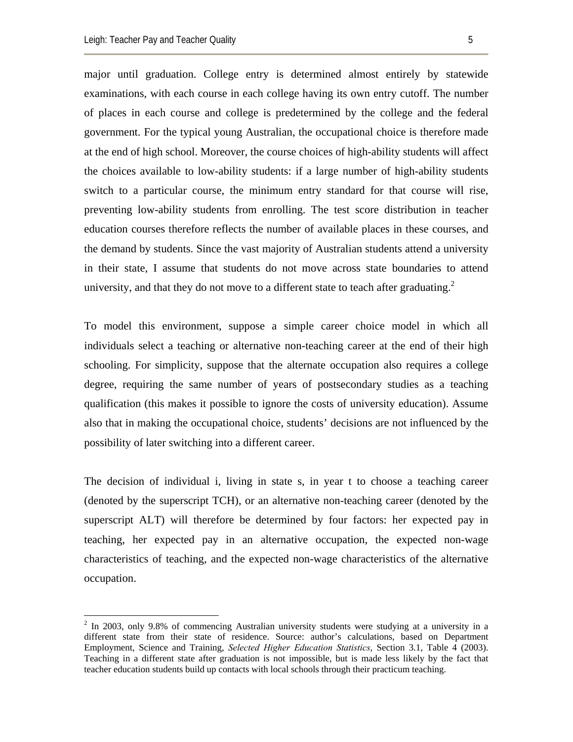major until graduation. College entry is determined almost entirely by statewide examinations, with each course in each college having its own entry cutoff. The number of places in each course and college is predetermined by the college and the federal government. For the typical young Australian, the occupational choice is therefore made at the end of high school. Moreover, the course choices of high-ability students will affect the choices available to low-ability students: if a large number of high-ability students switch to a particular course, the minimum entry standard for that course will rise, preventing low-ability students from enrolling. The test score distribution in teacher education courses therefore reflects the number of available places in these courses, and the demand by students. Since the vast majority of Australian students attend a university in their state, I assume that students do not move across state boundaries to attend university, and that they do not move to a different state to teach after graduating.[2]

To model this environment, suppose a simple career choice model in which all individuals select a teaching or alternative non-teaching career at the end of their high schooling. For simplicity, suppose that the alternate occupation also requires a college degree, requiring the same number of years of postsecondary studies as a teaching qualification (this makes it possible to ignore the costs of university education). Assume also that in making the occupational choice, students' decisions are not influenced by the possibility of later switching into a different career.

The decision of individual i, living in state s, in year t to choose a teaching career (denoted by the superscript TCH), or an alternative non-teaching career (denoted by the superscript ALT) will therefore be determined by four factors: her expected pay in teaching, her expected pay in an alternative occupation, the expected non-wage characteristics of teaching, and the expected non-wage characteristics of the alternative occupation.

---

[2] In 2003, only 9.8% of commencing Australian university students were studying at a university in a different state from their state of residence. Source: author's calculations, based on Department Employment, Science and Training, *Selected Higher Education Statistics*, Section 3.1, Table 4 (2003). Teaching in a different state after graduation is not impossible, but is made less likely by the fact that teacher education students build up contacts with local schools through their practicum teaching.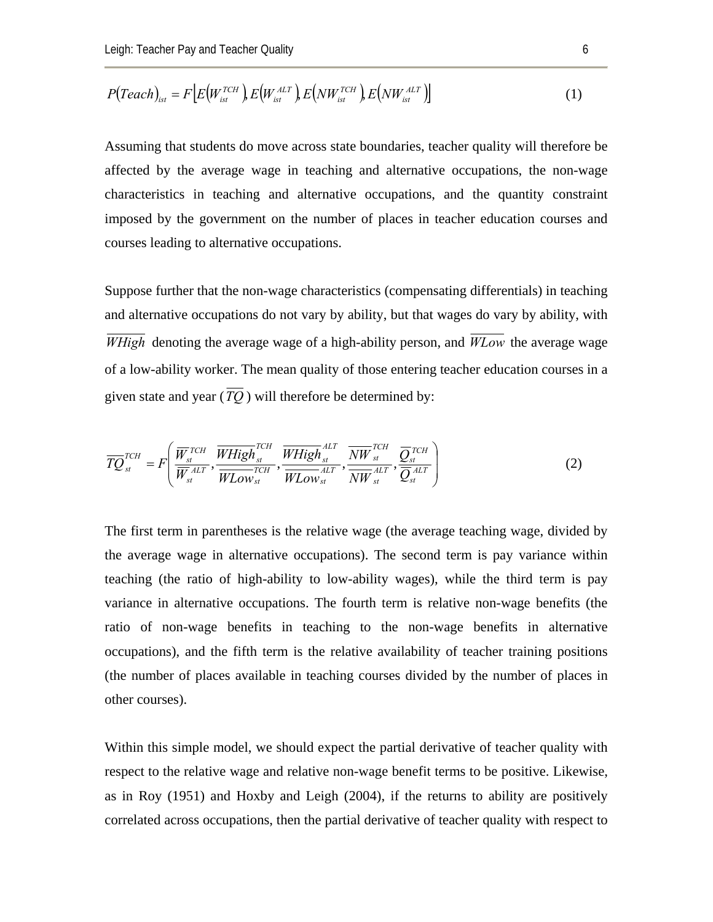$$P(Teach)_{ist} = F\left[E\left(W_{ist}^{TCH}\right), E\left(W_{ist}^{ALT}\right), E\left(NW_{ist}^{TCH}\right), E\left(NW_{ist}^{ALT}\right)\right] \tag{1}$$

Assuming that students do move across state boundaries, teacher quality will therefore be affected by the average wage in teaching and alternative occupations, the non-wage characteristics in teaching and alternative occupations, and the quantity constraint imposed by the government on the number of places in teacher education courses and courses leading to alternative occupations.

Suppose further that the non-wage characteristics (compensating differentials) in teaching and alternative occupations do not vary by ability, but that wages do vary by ability, with $\overline{WHigh}$ denoting the average wage of a high-ability person, and $\overline{WLow}$ the average wage of a low-ability worker. The mean quality of those entering teacher education courses in a given state and year ($\overline{TQ}$) will therefore be determined by:

$$\overline{TQ}_{st}^{TCH} = F\left(\frac{\overline{W}_{st}^{TCH}}{\overline{W}_{st}^{ALT}}, \frac{\overline{WHigh}_{st}^{TCH}}{\overline{WLow}_{st}^{TCH}}, \frac{\overline{WHigh}_{st}^{ALT}}{\overline{WLow}_{st}^{ALT}}, \frac{\overline{NW}_{st}^{TCH}}{\overline{NW}_{st}^{ALT}}, \frac{\overline{Q}_{st}^{TCH}}{\overline{Q}_{st}^{ALT}}\right) \tag{2}$$

The first term in parentheses is the relative wage (the average teaching wage, divided by the average wage in alternative occupations). The second term is pay variance within teaching (the ratio of high-ability to low-ability wages), while the third term is pay variance in alternative occupations. The fourth term is relative non-wage benefits (the ratio of non-wage benefits in teaching to the non-wage benefits in alternative occupations), and the fifth term is the relative availability of teacher training positions (the number of places available in teaching courses divided by the number of places in other courses).

Within this simple model, we should expect the partial derivative of teacher quality with respect to the relative wage and relative non-wage benefit terms to be positive. Likewise, as in Roy (1951) and Hoxby and Leigh (2004), if the returns to ability are positively correlated across occupations, then the partial derivative of teacher quality with respect to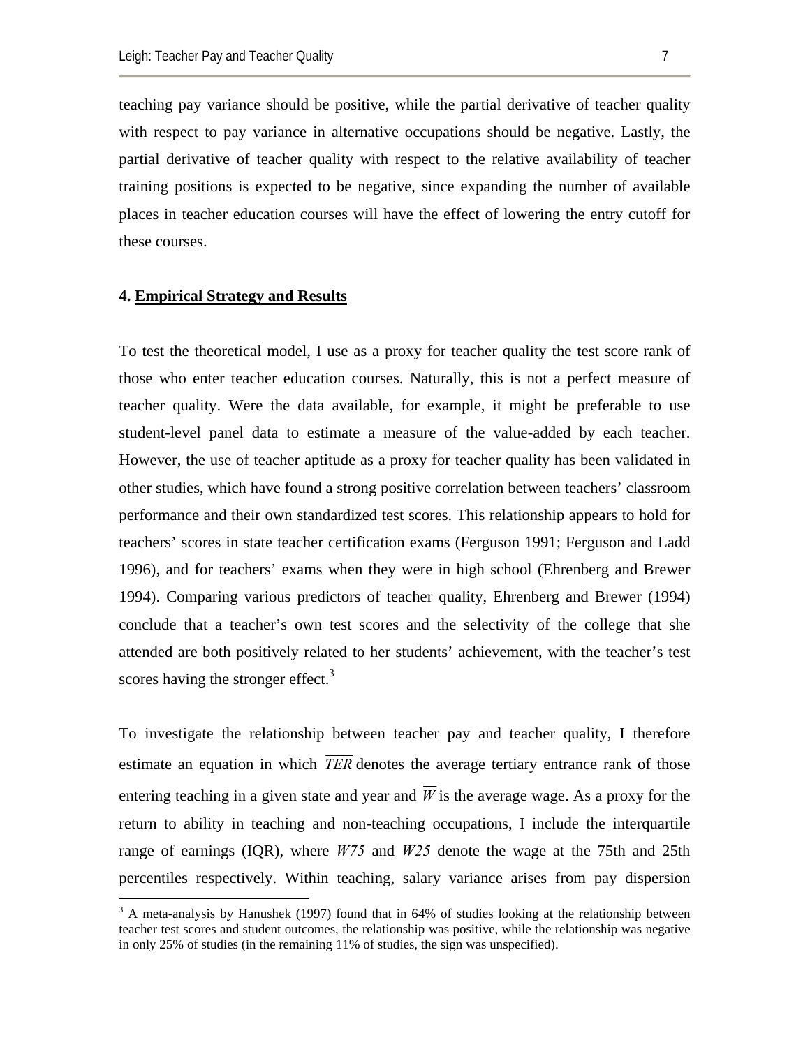teaching pay variance should be positive, while the partial derivative of teacher quality with respect to pay variance in alternative occupations should be negative. Lastly, the partial derivative of teacher quality with respect to the relative availability of teacher training positions is expected to be negative, since expanding the number of available places in teacher education courses will have the effect of lowering the entry cutoff for these courses.

## 4. Empirical Strategy and Results

To test the theoretical model, I use as a proxy for teacher quality the test score rank of those who enter teacher education courses. Naturally, this is not a perfect measure of teacher quality. Were the data available, for example, it might be preferable to use student-level panel data to estimate a measure of the value-added by each teacher. However, the use of teacher aptitude as a proxy for teacher quality has been validated in other studies, which have found a strong positive correlation between teachers' classroom performance and their own standardized test scores. This relationship appears to hold for teachers' scores in state teacher certification exams (Ferguson 1991; Ferguson and Ladd 1996), and for teachers' exams when they were in high school (Ehrenberg and Brewer 1994). Comparing various predictors of teacher quality, Ehrenberg and Brewer (1994) conclude that a teacher's own test scores and the selectivity of the college that she attended are both positively related to her students' achievement, with the teacher's test scores having the stronger effect.[3]

To investigate the relationship between teacher pay and teacher quality, I therefore estimate an equation in which $\overline{TER}$ denotes the average tertiary entrance rank of those entering teaching in a given state and year and $\overline{W}$ is the average wage. As a proxy for the return to ability in teaching and non-teaching occupations, I include the interquartile range of earnings (IQR), where $W75$ and $W25$ denote the wage at the 75th and 25th percentiles respectively. Within teaching, salary variance arises from pay dispersion

[3] A meta-analysis by Hanushek (1997) found that in 64% of studies looking at the relationship between teacher test scores and student outcomes, the relationship was positive, while the relationship was negative in only 25% of studies (in the remaining 11% of studies, the sign was unspecified).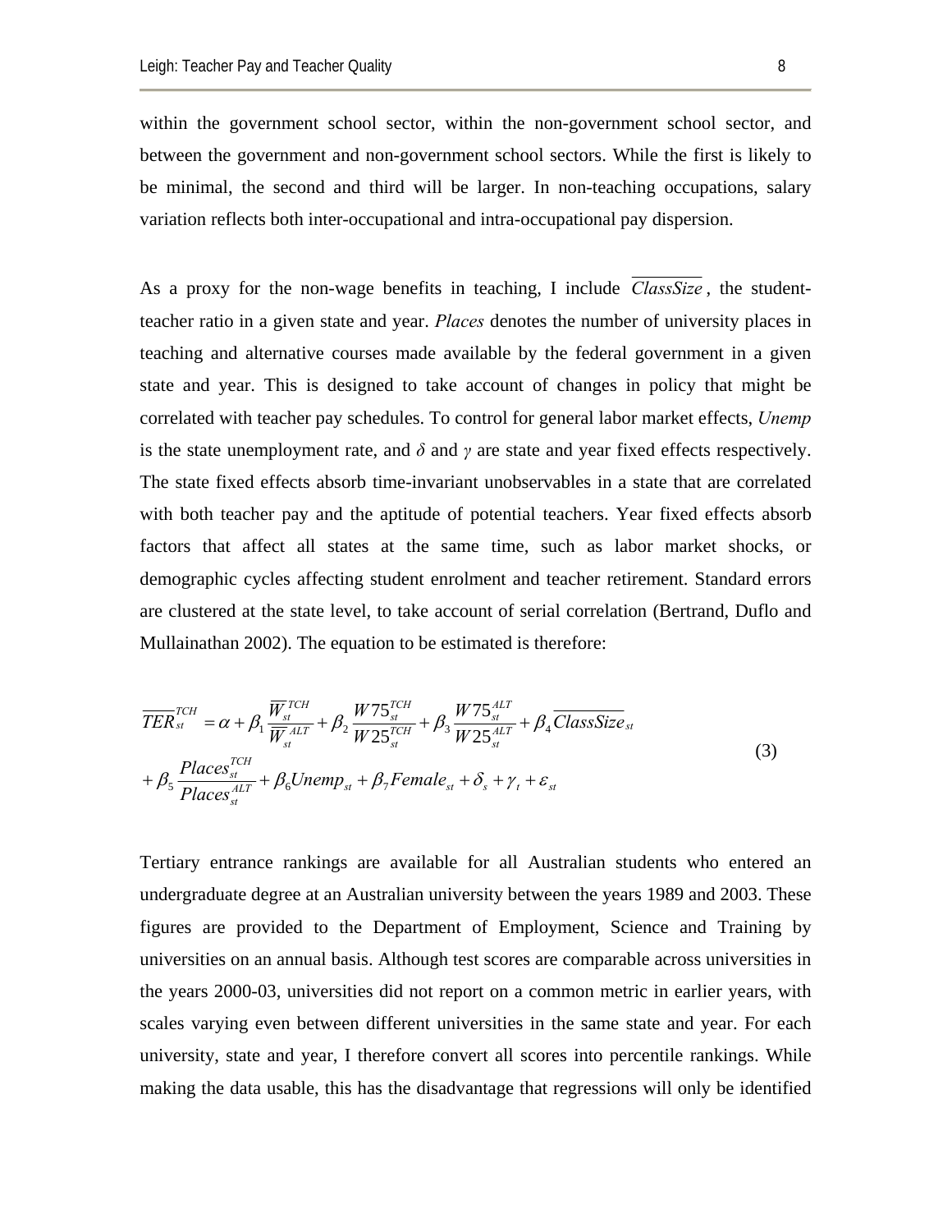within the government school sector, within the non-government school sector, and between the government and non-government school sectors. While the first is likely to be minimal, the second and third will be larger. In non-teaching occupations, salary variation reflects both inter-occupational and intra-occupational pay dispersion.

As a proxy for the non-wage benefits in teaching, I include $\overline{ClassSize}$, the student-teacher ratio in a given state and year. *Places* denotes the number of university places in teaching and alternative courses made available by the federal government in a given state and year. This is designed to take account of changes in policy that might be correlated with teacher pay schedules. To control for general labor market effects, *Unemp* is the state unemployment rate, and $\delta$ and $\gamma$ are state and year fixed effects respectively. The state fixed effects absorb time-invariant unobservables in a state that are correlated with both teacher pay and the aptitude of potential teachers. Year fixed effects absorb factors that affect all states at the same time, such as labor market shocks, or demographic cycles affecting student enrolment and teacher retirement. Standard errors are clustered at the state level, to take account of serial correlation (Bertrand, Duflo and Mullainathan 2002). The equation to be estimated is therefore:

$$
\begin{aligned}
\overline{TER}_{st}^{TCH} &= \alpha + \beta_1 \frac{\overline{W}_{st}^{TCH}}{\overline{W}_{st}^{ALT}} + \beta_2 \frac{W75_{st}^{TCH}}{W25_{st}^{TCH}} + \beta_3 \frac{W75_{st}^{ALT}}{W25_{st}^{ALT}} + \beta_4 \overline{ClassSize}_{st} \\
&+ \beta_5 \frac{Places_{st}^{TCH}}{Places_{st}^{ALT}} + \beta_6 Unemp_{st} + \beta_7 Female_{st} + \delta_s + \gamma_t + \varepsilon_{st}
\end{aligned} \tag{3}
$$

Tertiary entrance rankings are available for all Australian students who entered an undergraduate degree at an Australian university between the years 1989 and 2003. These figures are provided to the Department of Employment, Science and Training by universities on an annual basis. Although test scores are comparable across universities in the years 2000-03, universities did not report on a common metric in earlier years, with scales varying even between different universities in the same state and year. For each university, state and year, I therefore convert all scores into percentile rankings. While making the data usable, this has the disadvantage that regressions will only be identified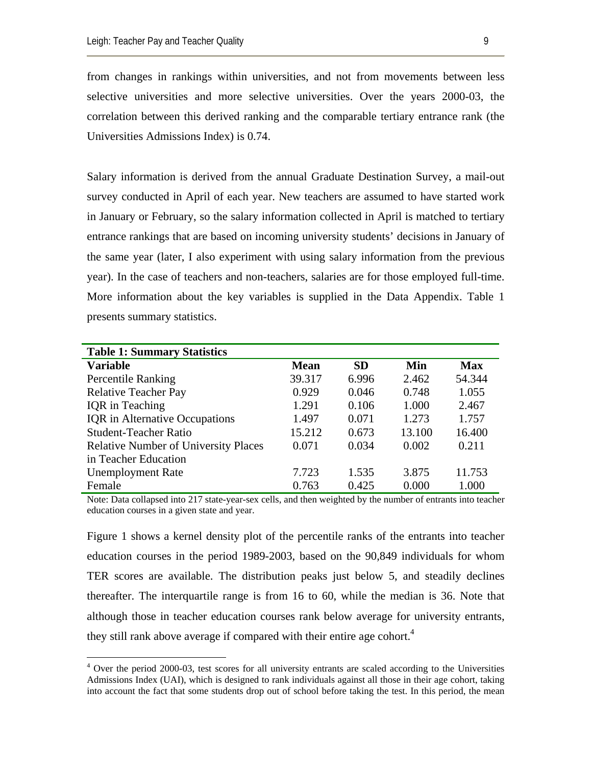from changes in rankings within universities, and not from movements between less selective universities and more selective universities. Over the years 2000-03, the correlation between this derived ranking and the comparable tertiary entrance rank (the Universities Admissions Index) is 0.74.

Salary information is derived from the annual Graduate Destination Survey, a mail-out survey conducted in April of each year. New teachers are assumed to have started work in January or February, so the salary information collected in April is matched to tertiary entrance rankings that are based on incoming university students' decisions in January of the same year (later, I also experiment with using salary information from the previous year). In the case of teachers and non-teachers, salaries are for those employed full-time. More information about the key variables is supplied in the Data Appendix. Table 1 presents summary statistics.

**Table 1: Summary Statistics**

| Variable | Mean | SD | Min | Max |
|---|---|---|---|---|
| Percentile Ranking | 39.317 | 6.996 | 2.462 | 54.344 |
| Relative Teacher Pay | 0.929 | 0.046 | 0.748 | 1.055 |
| IQR in Teaching | 1.291 | 0.106 | 1.000 | 2.467 |
| IQR in Alternative Occupations | 1.497 | 0.071 | 1.273 | 1.757 |
| Student-Teacher Ratio | 15.212 | 0.673 | 13.100 | 16.400 |
| Relative Number of University Places in Teacher Education | 0.071 | 0.034 | 0.002 | 0.211 |
| Unemployment Rate | 7.723 | 1.535 | 3.875 | 11.753 |
| Female | 0.763 | 0.425 | 0.000 | 1.000 |

Note: Data collapsed into 217 state-year-sex cells, and then weighted by the number of entrants into teacher education courses in a given state and year.

Figure 1 shows a kernel density plot of the percentile ranks of the entrants into teacher education courses in the period 1989-2003, based on the 90,849 individuals for whom TER scores are available. The distribution peaks just below 5, and steadily declines thereafter. The interquartile range is from 16 to 60, while the median is 36. Note that although those in teacher education courses rank below average for university entrants, they still rank above average if compared with their entire age cohort.[4]

[4] Over the period 2000-03, test scores for all university entrants are scaled according to the Universities Admissions Index (UAI), which is designed to rank individuals against all those in their age cohort, taking into account the fact that some students drop out of school before taking the test. In this period, the mean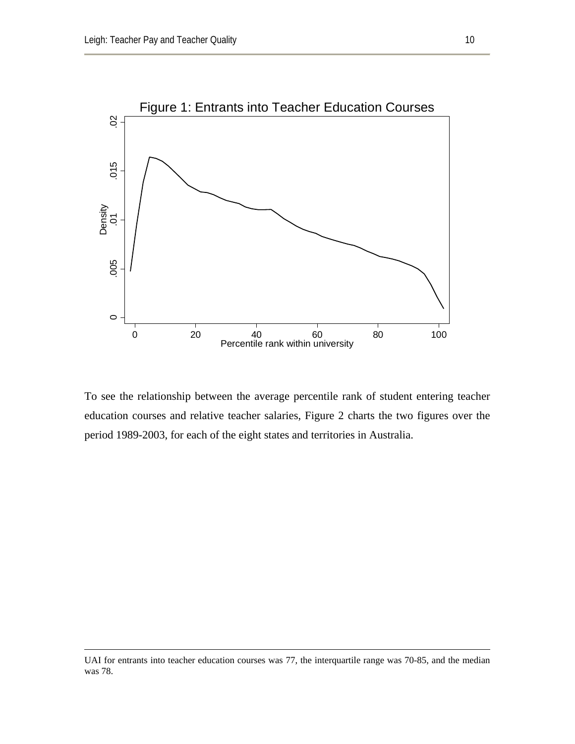Figure 1: Entrants into Teacher Education Courses

To see the relationship between the average percentile rank of student entering teacher education courses and relative teacher salaries, Figure 2 charts the two figures over the period 1989-2003, for each of the eight states and territories in Australia.

---

UAI for entrants into teacher education courses was 77, the interquartile range was 70-85, and the median was 78.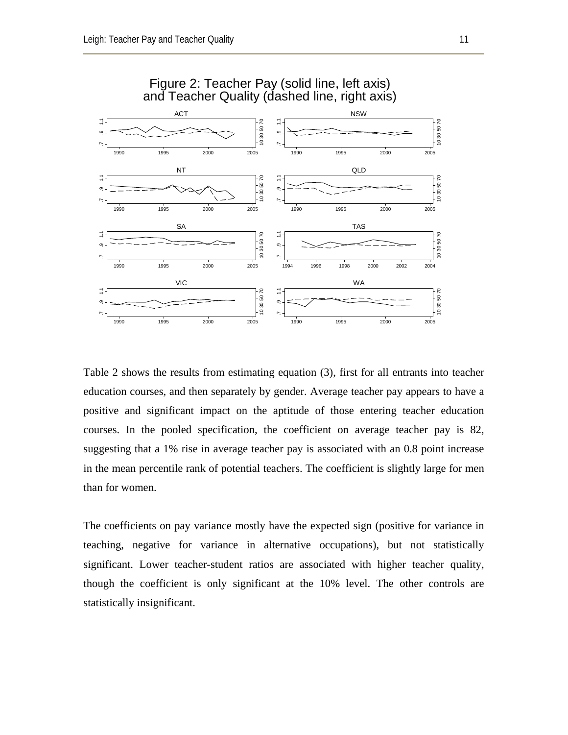Figure 2: Teacher Pay (solid line, left axis) and Teacher Quality (dashed line, right axis)

Table 2 shows the results from estimating equation (3), first for all entrants into teacher education courses, and then separately by gender. Average teacher pay appears to have a positive and significant impact on the aptitude of those entering teacher education courses. In the pooled specification, the coefficient on average teacher pay is 82, suggesting that a 1% rise in average teacher pay is associated with an 0.8 point increase in the mean percentile rank of potential teachers. The coefficient is slightly large for men than for women.

The coefficients on pay variance mostly have the expected sign (positive for variance in teaching, negative for variance in alternative occupations), but not statistically significant. Lower teacher-student ratios are associated with higher teacher quality, though the coefficient is only significant at the 10% level. The other controls are statistically insignificant.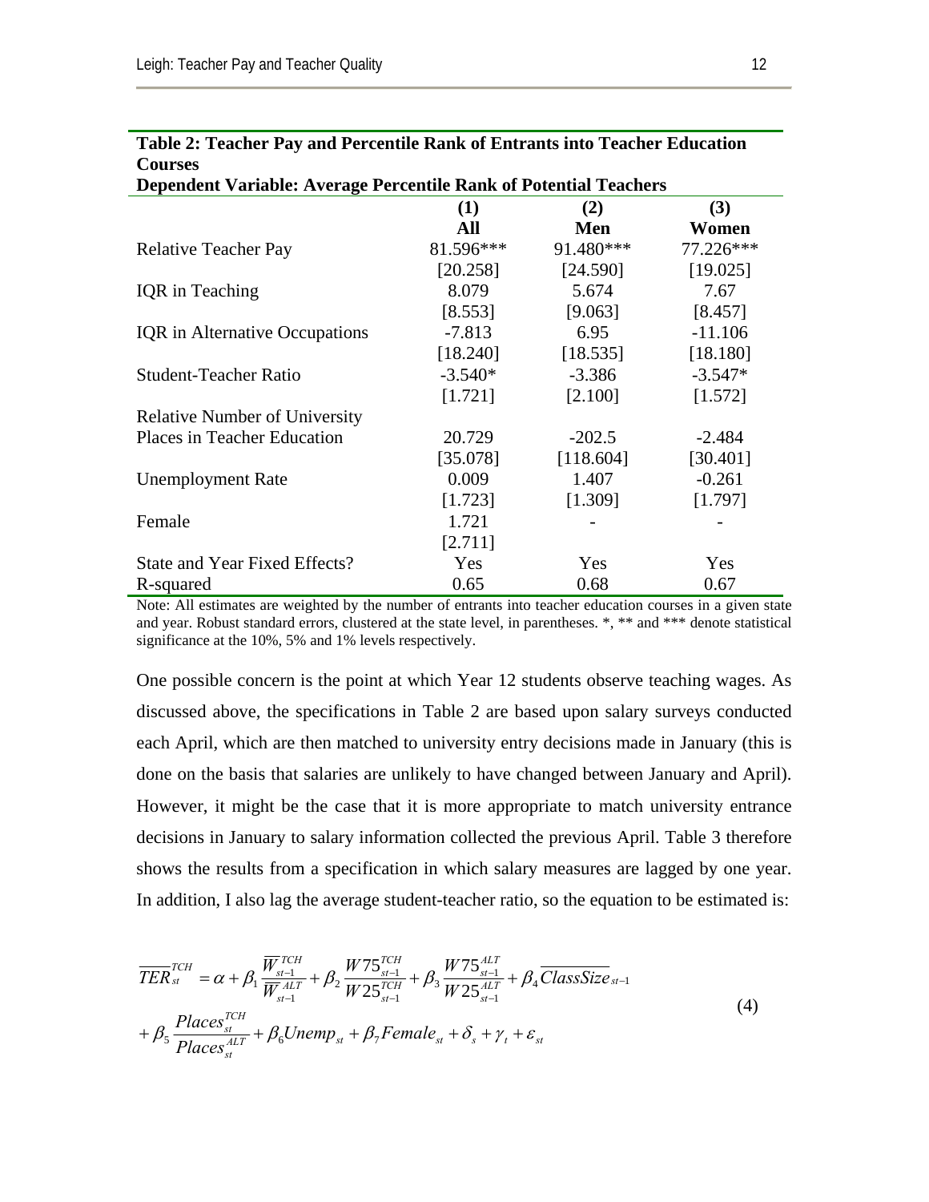**Table 2: Teacher Pay and Percentile Rank of Entrants into Teacher Education Courses**

**Dependent Variable: Average Percentile Rank of Potential Teachers**

| | (1) All | (2) Men | (3) Women |
|---|---|---|---|
| Relative Teacher Pay | 81.596*** | 91.480*** | 77.226*** |
| | [20.258] | [24.590] | [19.025] |
| IQR in Teaching | 8.079 | 5.674 | 7.67 |
| | [8.553] | [9.063] | [8.457] |
| IQR in Alternative Occupations | -7.813 | 6.95 | -11.106 |
| | [18.240] | [18.535] | [18.180] |
| Student-Teacher Ratio | -3.540* | -3.386 | -3.547* |
| | [1.721] | [2.100] | [1.572] |
| Relative Number of University Places in Teacher Education | 20.729 | -202.5 | -2.484 |
| | [35.078] | [118.604] | [30.401] |
| Unemployment Rate | 0.009 | 1.407 | -0.261 |
| | [1.723] | [1.309] | [1.797] |
| Female | 1.721 | - | - |
| | [2.711] | | |
| State and Year Fixed Effects? | Yes | Yes | Yes |
| R-squared | 0.65 | 0.68 | 0.67 |

Note: All estimates are weighted by the number of entrants into teacher education courses in a given state and year. Robust standard errors, clustered at the state level, in parentheses. *, ** and *** denote statistical significance at the 10%, 5% and 1% levels respectively.

One possible concern is the point at which Year 12 students observe teaching wages. As discussed above, the specifications in Table 2 are based upon salary surveys conducted each April, which are then matched to university entry decisions made in January (this is done on the basis that salaries are unlikely to have changed between January and April). However, it might be the case that it is more appropriate to match university entrance decisions in January to salary information collected the previous April. Table 3 therefore shows the results from a specification in which salary measures are lagged by one year. In addition, I also lag the average student-teacher ratio, so the equation to be estimated is:

$$\overline{TER}_{st}^{TCH} = \alpha + \beta_1 \frac{\overline{W}_{st-1}^{TCH}}{\overline{W}_{st-1}^{ALT}} + \beta_2 \frac{W75_{st-1}^{TCH}}{W25_{st-1}^{TCH}} + \beta_3 \frac{W75_{st-1}^{ALT}}{W25_{st-1}^{ALT}} + \beta_4 \overline{ClassSize}_{st-1}$$
$$+ \beta_5 \frac{Places_{st}^{TCH}}{Places_{st}^{ALT}} + \beta_6 Unemp_{st} + \beta_7 Female_{st} + \delta_s + \gamma_t + \varepsilon_{st} \tag{4}$$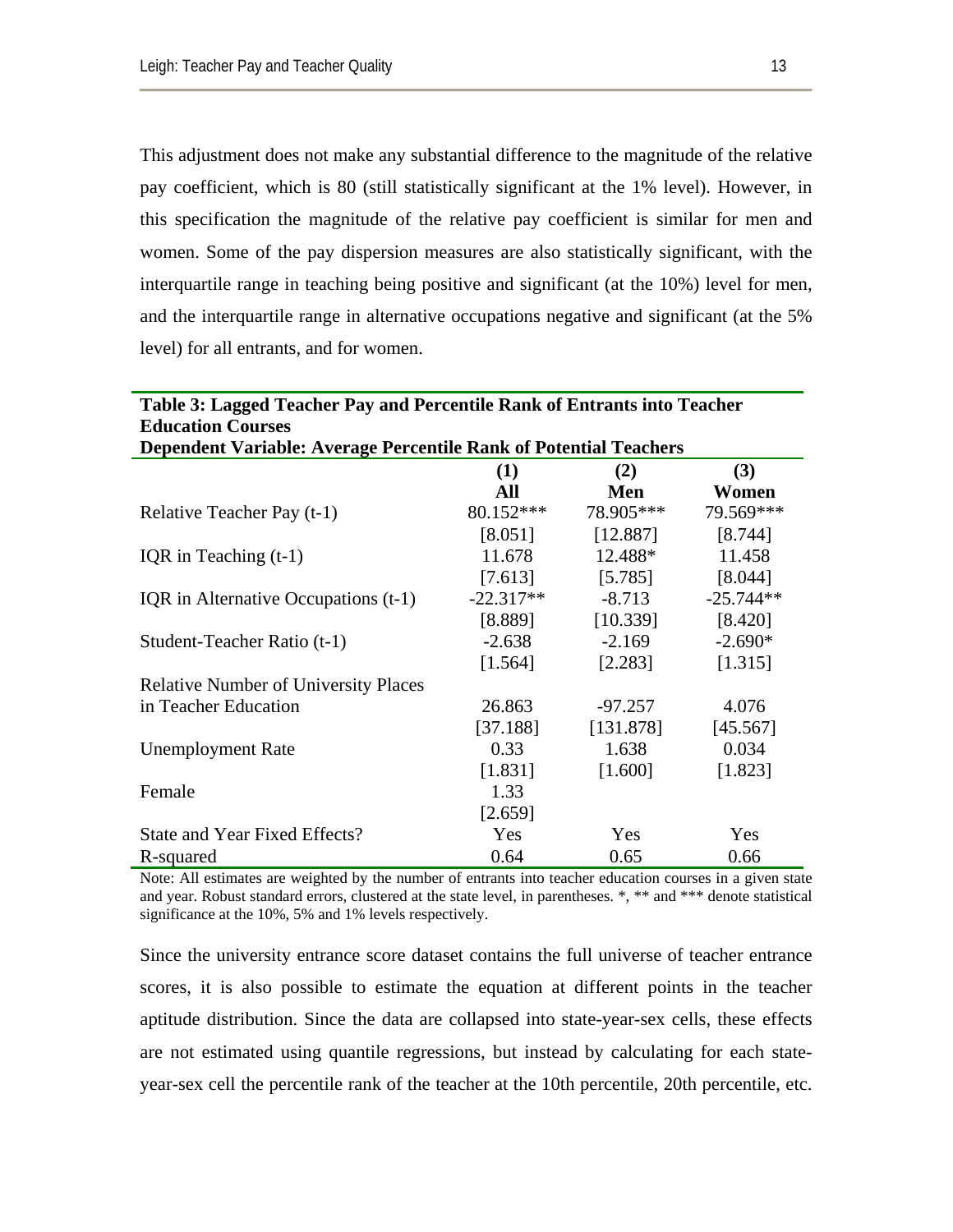This adjustment does not make any substantial difference to the magnitude of the relative pay coefficient, which is 80 (still statistically significant at the 1% level). However, in this specification the magnitude of the relative pay coefficient is similar for men and women. Some of the pay dispersion measures are also statistically significant, with the interquartile range in teaching being positive and significant (at the 10%) level for men, and the interquartile range in alternative occupations negative and significant (at the 5% level) for all entrants, and for women.

**Table 3: Lagged Teacher Pay and Percentile Rank of Entrants into Teacher Education Courses**
**Dependent Variable: Average Percentile Rank of Potential Teachers**

| | (1) All | (2) Men | (3) Women |
|---|---|---|---|
| Relative Teacher Pay (t-1) | 80.152*** | 78.905*** | 79.569*** |
| | [8.051] | [12.887] | [8.744] |
| IQR in Teaching (t-1) | 11.678 | 12.488* | 11.458 |
| | [7.613] | [5.785] | [8.044] |
| IQR in Alternative Occupations (t-1) | -22.317** | -8.713 | -25.744** |
| | [8.889] | [10.339] | [8.420] |
| Student-Teacher Ratio (t-1) | -2.638 | -2.169 | -2.690* |
| | [1.564] | [2.283] | [1.315] |
| Relative Number of University Places in Teacher Education | 26.863 | -97.257 | 4.076 |
| | [37.188] | [131.878] | [45.567] |
| Unemployment Rate | 0.33 | 1.638 | 0.034 |
| | [1.831] | [1.600] | [1.823] |
| Female | 1.33 | | |
| | [2.659] | | |
| State and Year Fixed Effects? | Yes | Yes | Yes |
| R-squared | 0.64 | 0.65 | 0.66 |

Note: All estimates are weighted by the number of entrants into teacher education courses in a given state and year. Robust standard errors, clustered at the state level, in parentheses. *, ** and *** denote statistical significance at the 10%, 5% and 1% levels respectively.

Since the university entrance score dataset contains the full universe of teacher entrance scores, it is also possible to estimate the equation at different points in the teacher aptitude distribution. Since the data are collapsed into state-year-sex cells, these effects are not estimated using quantile regressions, but instead by calculating for each state-year-sex cell the percentile rank of the teacher at the 10th percentile, 20th percentile, etc.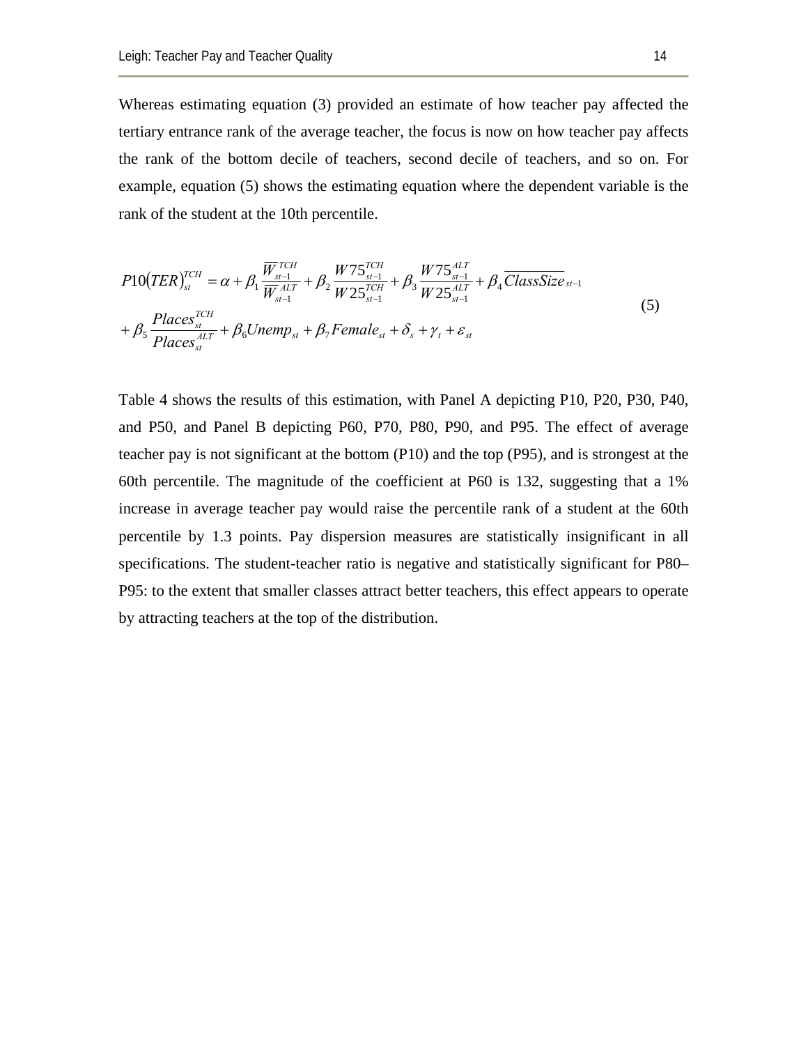Whereas estimating equation (3) provided an estimate of how teacher pay affected the tertiary entrance rank of the average teacher, the focus is now on how teacher pay affects the rank of the bottom decile of teachers, second decile of teachers, and so on. For example, equation (5) shows the estimating equation where the dependent variable is the rank of the student at the 10th percentile.

$$
\begin{aligned}
P10(TER)_{st}^{TCH} &= \alpha + \beta_1 \frac{\overline{W}_{st-1}^{TCH}}{\overline{W}_{st-1}^{ALT}} + \beta_2 \frac{W75_{st-1}^{TCH}}{W25_{st-1}^{TCH}} + \beta_3 \frac{W75_{st-1}^{ALT}}{W25_{st-1}^{ALT}} + \beta_4 \overline{ClassSize}_{st-1} \\
&+ \beta_5 \frac{Places_{st}^{TCH}}{Places_{st}^{ALT}} + \beta_6 Unemp_{st} + \beta_7 Female_{st} + \delta_s + \gamma_t + \varepsilon_{st}
\end{aligned}
\tag{5}
$$

Table 4 shows the results of this estimation, with Panel A depicting P10, P20, P30, P40, and P50, and Panel B depicting P60, P70, P80, P90, and P95. The effect of average teacher pay is not significant at the bottom (P10) and the top (P95), and is strongest at the 60th percentile. The magnitude of the coefficient at P60 is 132, suggesting that a 1% increase in average teacher pay would raise the percentile rank of a student at the 60th percentile by 1.3 points. Pay dispersion measures are statistically insignificant in all specifications. The student-teacher ratio is negative and statistically significant for P80–P95: to the extent that smaller classes attract better teachers, this effect appears to operate by attracting teachers at the top of the distribution.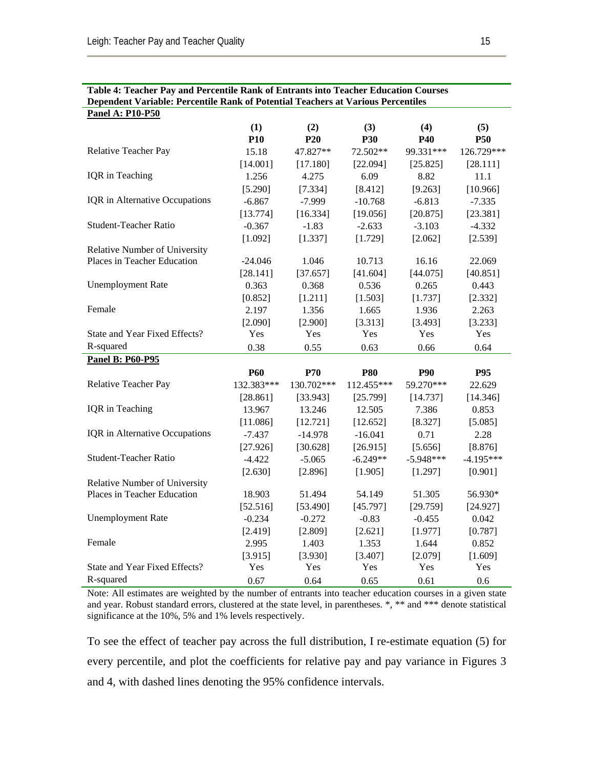**Table 4: Teacher Pay and Percentile Rank of Entrants into Teacher Education Courses**
**Dependent Variable: Percentile Rank of Potential Teachers at Various Percentiles**

| | (1) | (2) | (3) | (4) | (5) |
|---|---|---|---|---|---|
| **Panel A: P10-P50** | **P10** | **P20** | **P30** | **P40** | **P50** |
| Relative Teacher Pay | 15.18 | 47.827** | 72.502** | 99.331*** | 126.729*** |
| | [14.001] | [17.180] | [22.094] | [25.825] | [28.111] |
| IQR in Teaching | 1.256 | 4.275 | 6.09 | 8.82 | 11.1 |
| | [5.290] | [7.334] | [8.412] | [9.263] | [10.966] |
| IQR in Alternative Occupations | -6.867 | -7.999 | -10.768 | -6.813 | -7.335 |
| | [13.774] | [16.334] | [19.056] | [20.875] | [23.381] |
| Student-Teacher Ratio | -0.367 | -1.83 | -2.633 | -3.103 | -4.332 |
| | [1.092] | [1.337] | [1.729] | [2.062] | [2.539] |
| Relative Number of University Places in Teacher Education | -24.046 | 1.046 | 10.713 | 16.16 | 22.069 |
| | [28.141] | [37.657] | [41.604] | [44.075] | [40.851] |
| Unemployment Rate | 0.363 | 0.368 | 0.536 | 0.265 | 0.443 |
| | [0.852] | [1.211] | [1.503] | [1.737] | [2.332] |
| Female | 2.197 | 1.356 | 1.665 | 1.936 | 2.263 |
| | [2.090] | [2.900] | [3.313] | [3.493] | [3.233] |
| State and Year Fixed Effects? | Yes | Yes | Yes | Yes | Yes |
| R-squared | 0.38 | 0.55 | 0.63 | 0.66 | 0.64 |
| **Panel B: P60-P95** | **P60** | **P70** | **P80** | **P90** | **P95** |
| Relative Teacher Pay | 132.383*** | 130.702*** | 112.455*** | 59.270*** | 22.629 |
| | [28.861] | [33.943] | [25.799] | [14.737] | [14.346] |
| IQR in Teaching | 13.967 | 13.246 | 12.505 | 7.386 | 0.853 |
| | [11.086] | [12.721] | [12.652] | [8.327] | [5.085] |
| IQR in Alternative Occupations | -7.437 | -14.978 | -16.041 | 0.71 | 2.28 |
| | [27.926] | [30.628] | [26.915] | [5.656] | [8.876] |
| Student-Teacher Ratio | -4.422 | -5.065 | -6.249** | -5.948*** | -4.195*** |
| | [2.630] | [2.896] | [1.905] | [1.297] | [0.901] |
| Relative Number of University Places in Teacher Education | 18.903 | 51.494 | 54.149 | 51.305 | 56.930* |
| | [52.516] | [53.490] | [45.797] | [29.759] | [24.927] |
| Unemployment Rate | -0.234 | -0.272 | -0.83 | -0.455 | 0.042 |
| | [2.419] | [2.809] | [2.621] | [1.977] | [0.787] |
| Female | 2.995 | 1.403 | 1.353 | 1.644 | 0.852 |
| | [3.915] | [3.930] | [3.407] | [2.079] | [1.609] |
| State and Year Fixed Effects? | Yes | Yes | Yes | Yes | Yes |
| R-squared | 0.67 | 0.64 | 0.65 | 0.61 | 0.6 |

Note: All estimates are weighted by the number of entrants into teacher education courses in a given state and year. Robust standard errors, clustered at the state level, in parentheses. *, ** and *** denote statistical significance at the 10%, 5% and 1% levels respectively.

To see the effect of teacher pay across the full distribution, I re-estimate equation (5) for every percentile, and plot the coefficients for relative pay and pay variance in Figures 3 and 4, with dashed lines denoting the 95% confidence intervals.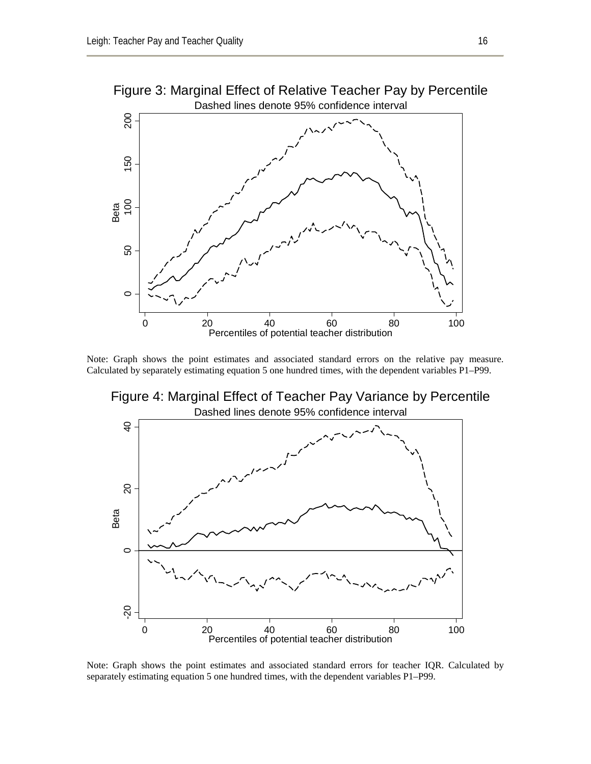Figure 3: Marginal Effect of Relative Teacher Pay by Percentile

Dashed lines denote 95% confidence interval

Note: Graph shows the point estimates and associated standard errors on the relative pay measure. Calculated by separately estimating equation 5 one hundred times, with the dependent variables P1–P99.

Figure 4: Marginal Effect of Teacher Pay Variance by Percentile

Dashed lines denote 95% confidence interval

Note: Graph shows the point estimates and associated standard errors for teacher IQR. Calculated by separately estimating equation 5 one hundred times, with the dependent variables P1–P99.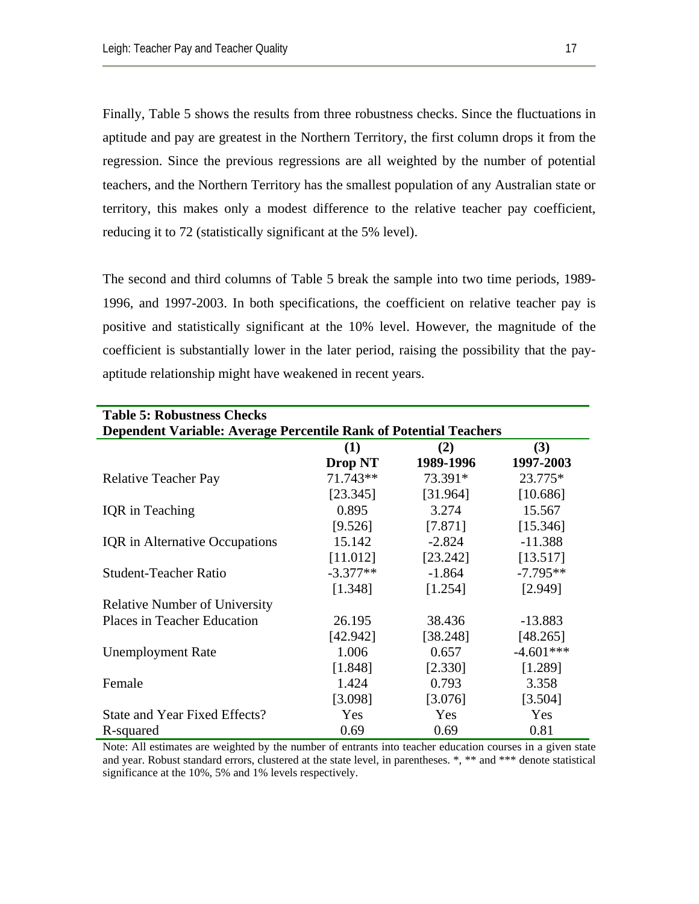Finally, Table 5 shows the results from three robustness checks. Since the fluctuations in aptitude and pay are greatest in the Northern Territory, the first column drops it from the regression. Since the previous regressions are all weighted by the number of potential teachers, and the Northern Territory has the smallest population of any Australian state or territory, this makes only a modest difference to the relative teacher pay coefficient, reducing it to 72 (statistically significant at the 5% level).

The second and third columns of Table 5 break the sample into two time periods, 1989-1996, and 1997-2003. In both specifications, the coefficient on relative teacher pay is positive and statistically significant at the 10% level. However, the magnitude of the coefficient is substantially lower in the later period, raising the possibility that the pay-aptitude relationship might have weakened in recent years.

**Table 5: Robustness Checks**
**Dependent Variable: Average Percentile Rank of Potential Teachers**

| | (1) Drop NT | (2) 1989-1996 | (3) 1997-2003 |
|---|---|---|---|
| Relative Teacher Pay | 71.743** | 73.391* | 23.775* |
| | [23.345] | [31.964] | [10.686] |
| IQR in Teaching | 0.895 | 3.274 | 15.567 |
| | [9.526] | [7.871] | [15.346] |
| IQR in Alternative Occupations | 15.142 | -2.824 | -11.388 |
| | [11.012] | [23.242] | [13.517] |
| Student-Teacher Ratio | -3.377** | -1.864 | -7.795** |
| | [1.348] | [1.254] | [2.949] |
| Relative Number of University Places in Teacher Education | 26.195 | 38.436 | -13.883 |
| | [42.942] | [38.248] | [48.265] |
| Unemployment Rate | 1.006 | 0.657 | -4.601*** |
| | [1.848] | [2.330] | [1.289] |
| Female | 1.424 | 0.793 | 3.358 |
| | [3.098] | [3.076] | [3.504] |
| State and Year Fixed Effects? | Yes | Yes | Yes |
| R-squared | 0.69 | 0.69 | 0.81 |

Note: All estimates are weighted by the number of entrants into teacher education courses in a given state and year. Robust standard errors, clustered at the state level, in parentheses. *, ** and *** denote statistical significance at the 10%, 5% and 1% levels respectively.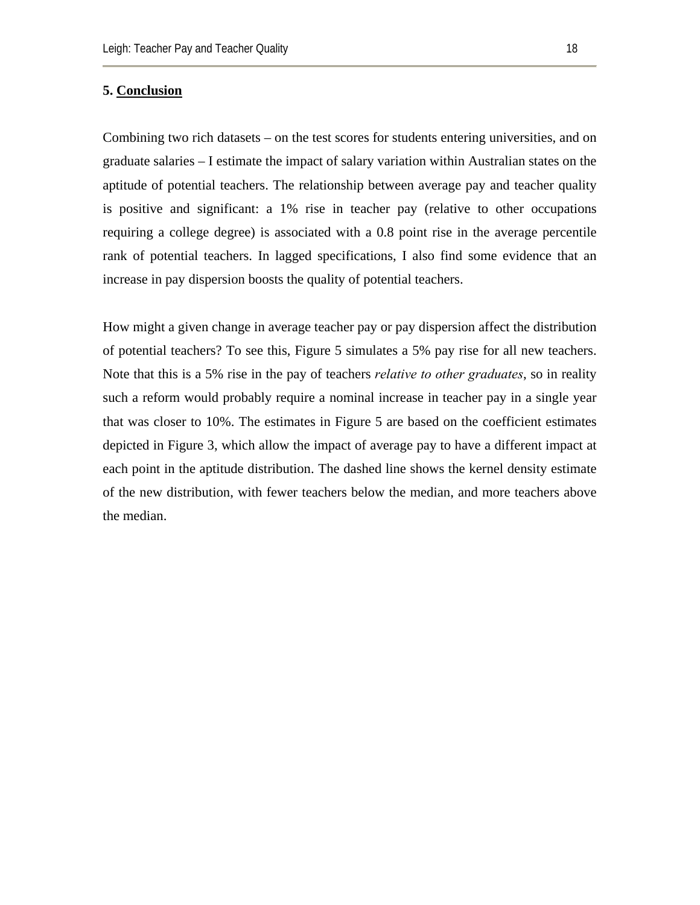## 5. Conclusion

Combining two rich datasets – on the test scores for students entering universities, and on graduate salaries – I estimate the impact of salary variation within Australian states on the aptitude of potential teachers. The relationship between average pay and teacher quality is positive and significant: a 1% rise in teacher pay (relative to other occupations requiring a college degree) is associated with a 0.8 point rise in the average percentile rank of potential teachers. In lagged specifications, I also find some evidence that an increase in pay dispersion boosts the quality of potential teachers.

How might a given change in average teacher pay or pay dispersion affect the distribution of potential teachers? To see this, Figure 5 simulates a 5% pay rise for all new teachers. Note that this is a 5% rise in the pay of teachers *relative to other graduates*, so in reality such a reform would probably require a nominal increase in teacher pay in a single year that was closer to 10%. The estimates in Figure 5 are based on the coefficient estimates depicted in Figure 3, which allow the impact of average pay to have a different impact at each point in the aptitude distribution. The dashed line shows the kernel density estimate of the new distribution, with fewer teachers below the median, and more teachers above the median.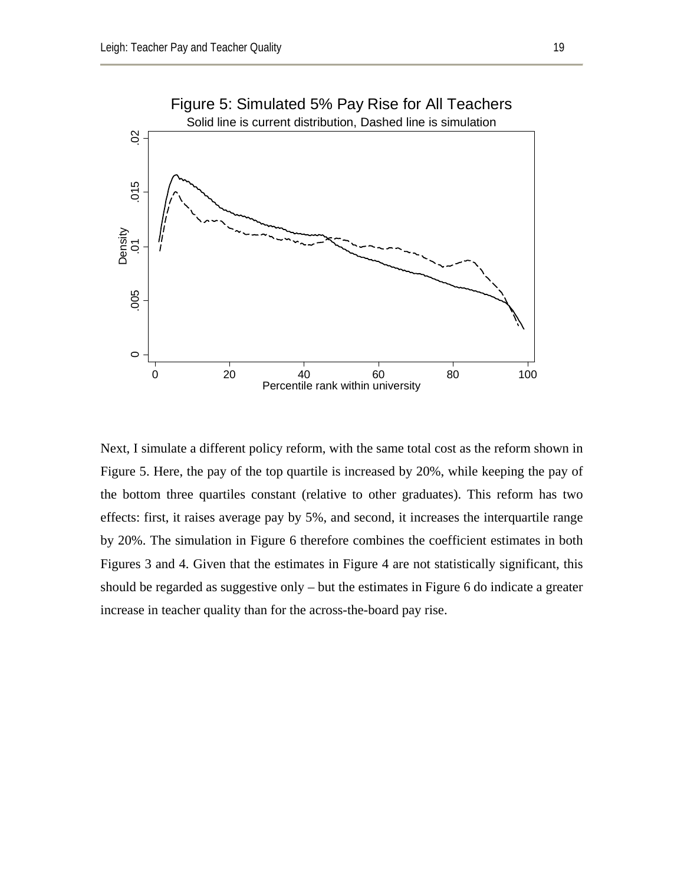Figure 5: Simulated 5% Pay Rise for All Teachers

Solid line is current distribution, Dashed line is simulation

Next, I simulate a different policy reform, with the same total cost as the reform shown in Figure 5. Here, the pay of the top quartile is increased by 20%, while keeping the pay of the bottom three quartiles constant (relative to other graduates). This reform has two effects: first, it raises average pay by 5%, and second, it increases the interquartile range by 20%. The simulation in Figure 6 therefore combines the coefficient estimates in both Figures 3 and 4. Given that the estimates in Figure 4 are not statistically significant, this should be regarded as suggestive only – but the estimates in Figure 6 do indicate a greater increase in teacher quality than for the across-the-board pay rise.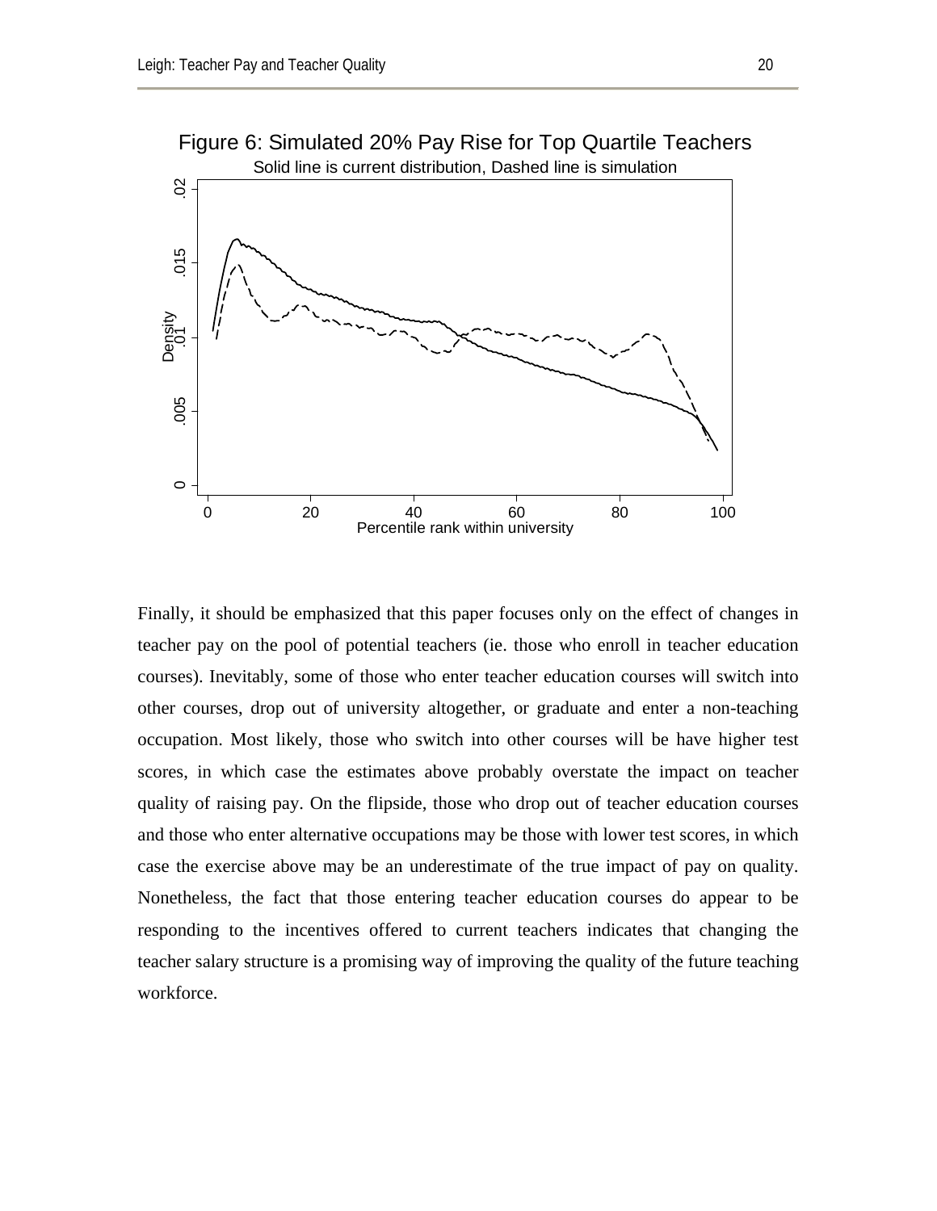Figure 6: Simulated 20% Pay Rise for Top Quartile Teachers

Solid line is current distribution, Dashed line is simulation

Finally, it should be emphasized that this paper focuses only on the effect of changes in teacher pay on the pool of potential teachers (ie. those who enroll in teacher education courses). Inevitably, some of those who enter teacher education courses will switch into other courses, drop out of university altogether, or graduate and enter a non-teaching occupation. Most likely, those who switch into other courses will be have higher test scores, in which case the estimates above probably overstate the impact on teacher quality of raising pay. On the flipside, those who drop out of teacher education courses and those who enter alternative occupations may be those with lower test scores, in which case the exercise above may be an underestimate of the true impact of pay on quality. Nonetheless, the fact that those entering teacher education courses do appear to be responding to the incentives offered to current teachers indicates that changing the teacher salary structure is a promising way of improving the quality of the future teaching workforce.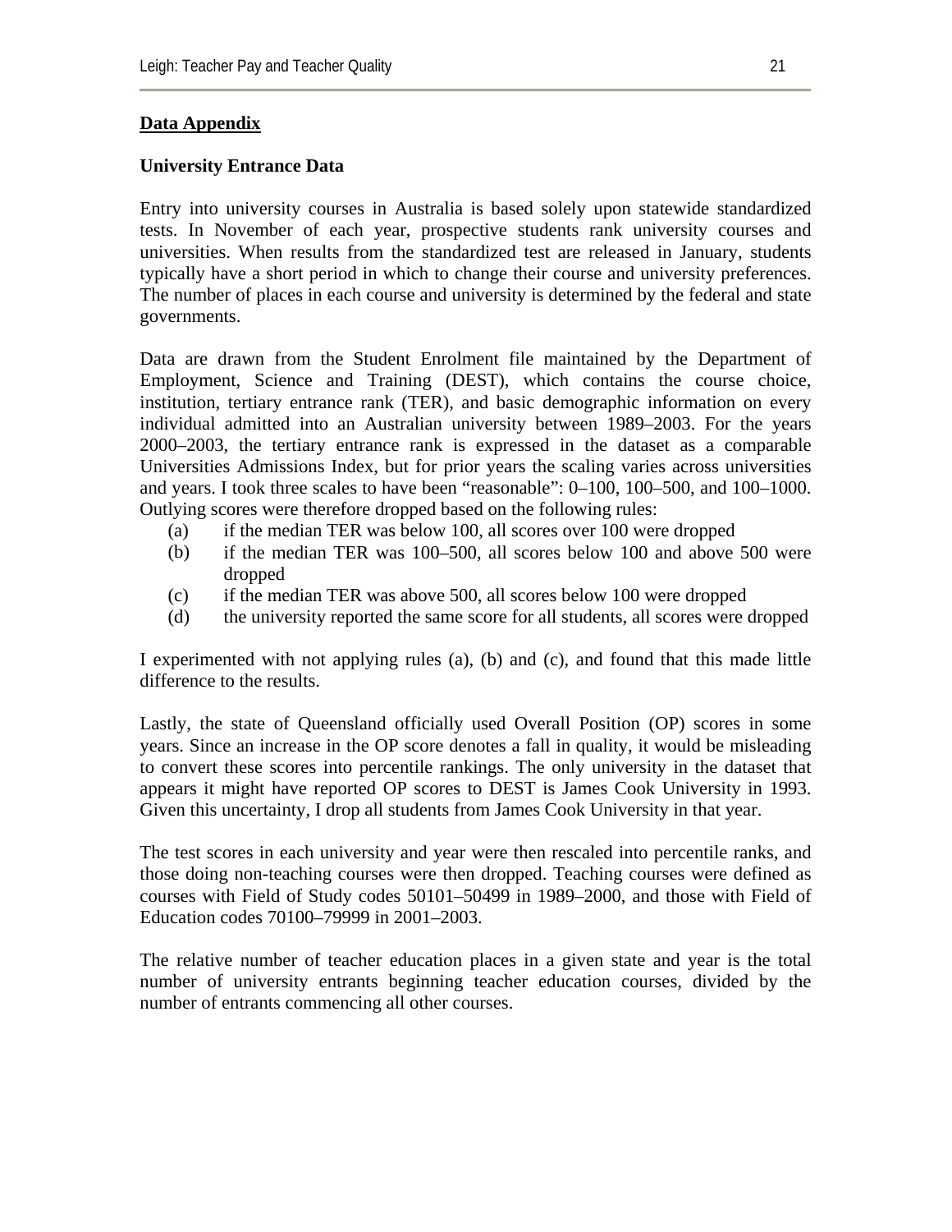## Data Appendix

### University Entrance Data

Entry into university courses in Australia is based solely upon statewide standardized tests. In November of each year, prospective students rank university courses and universities. When results from the standardized test are released in January, students typically have a short period in which to change their course and university preferences. The number of places in each course and university is determined by the federal and state governments.

Data are drawn from the Student Enrolment file maintained by the Department of Employment, Science and Training (DEST), which contains the course choice, institution, tertiary entrance rank (TER), and basic demographic information on every individual admitted into an Australian university between 1989–2003. For the years 2000–2003, the tertiary entrance rank is expressed in the dataset as a comparable Universities Admissions Index, but for prior years the scaling varies across universities and years. I took three scales to have been "reasonable": 0–100, 100–500, and 100–1000. Outlying scores were therefore dropped based on the following rules:

(a) if the median TER was below 100, all scores over 100 were dropped
(b) if the median TER was 100–500, all scores below 100 and above 500 were dropped
(c) if the median TER was above 500, all scores below 100 were dropped
(d) the university reported the same score for all students, all scores were dropped

I experimented with not applying rules (a), (b) and (c), and found that this made little difference to the results.

Lastly, the state of Queensland officially used Overall Position (OP) scores in some years. Since an increase in the OP score denotes a fall in quality, it would be misleading to convert these scores into percentile rankings. The only university in the dataset that appears it might have reported OP scores to DEST is James Cook University in 1993. Given this uncertainty, I drop all students from James Cook University in that year.

The test scores in each university and year were then rescaled into percentile ranks, and those doing non-teaching courses were then dropped. Teaching courses were defined as courses with Field of Study codes 50101–50499 in 1989–2000, and those with Field of Education codes 70100–79999 in 2001–2003.

The relative number of teacher education places in a given state and year is the total number of university entrants beginning teacher education courses, divided by the number of entrants commencing all other courses.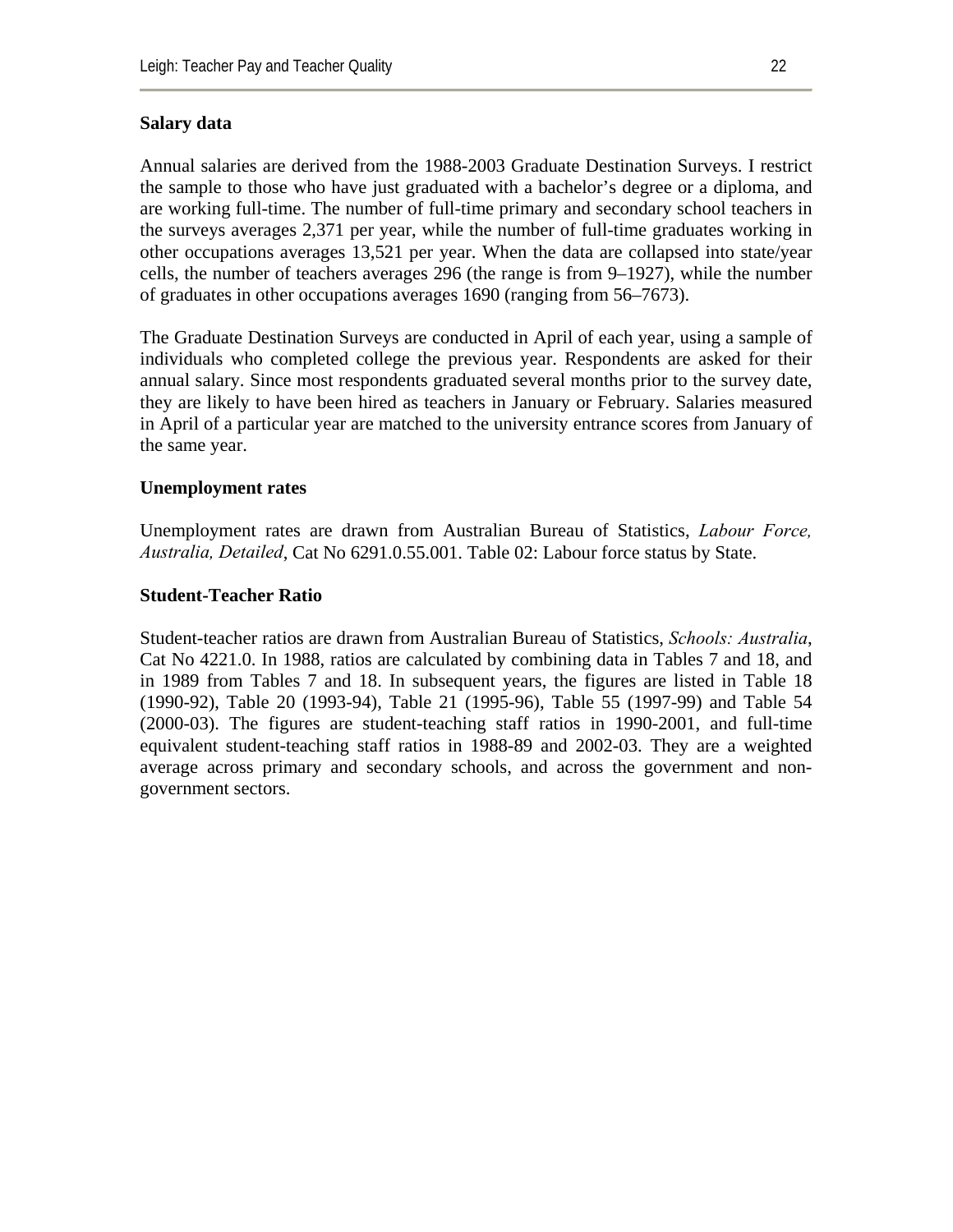**Salary data**

Annual salaries are derived from the 1988-2003 Graduate Destination Surveys. I restrict the sample to those who have just graduated with a bachelor's degree or a diploma, and are working full-time. The number of full-time primary and secondary school teachers in the surveys averages 2,371 per year, while the number of full-time graduates working in other occupations averages 13,521 per year. When the data are collapsed into state/year cells, the number of teachers averages 296 (the range is from 9–1927), while the number of graduates in other occupations averages 1690 (ranging from 56–7673).

The Graduate Destination Surveys are conducted in April of each year, using a sample of individuals who completed college the previous year. Respondents are asked for their annual salary. Since most respondents graduated several months prior to the survey date, they are likely to have been hired as teachers in January or February. Salaries measured in April of a particular year are matched to the university entrance scores from January of the same year.

**Unemployment rates**

Unemployment rates are drawn from Australian Bureau of Statistics, *Labour Force, Australia, Detailed*, Cat No 6291.0.55.001. Table 02: Labour force status by State.

**Student-Teacher Ratio**

Student-teacher ratios are drawn from Australian Bureau of Statistics, *Schools: Australia*, Cat No 4221.0. In 1988, ratios are calculated by combining data in Tables 7 and 18, and in 1989 from Tables 7 and 18. In subsequent years, the figures are listed in Table 18 (1990-92), Table 20 (1993-94), Table 21 (1995-96), Table 55 (1997-99) and Table 54 (2000-03). The figures are student-teaching staff ratios in 1990-2001, and full-time equivalent student-teaching staff ratios in 1988-89 and 2002-03. They are a weighted average across primary and secondary schools, and across the government and non-government sectors.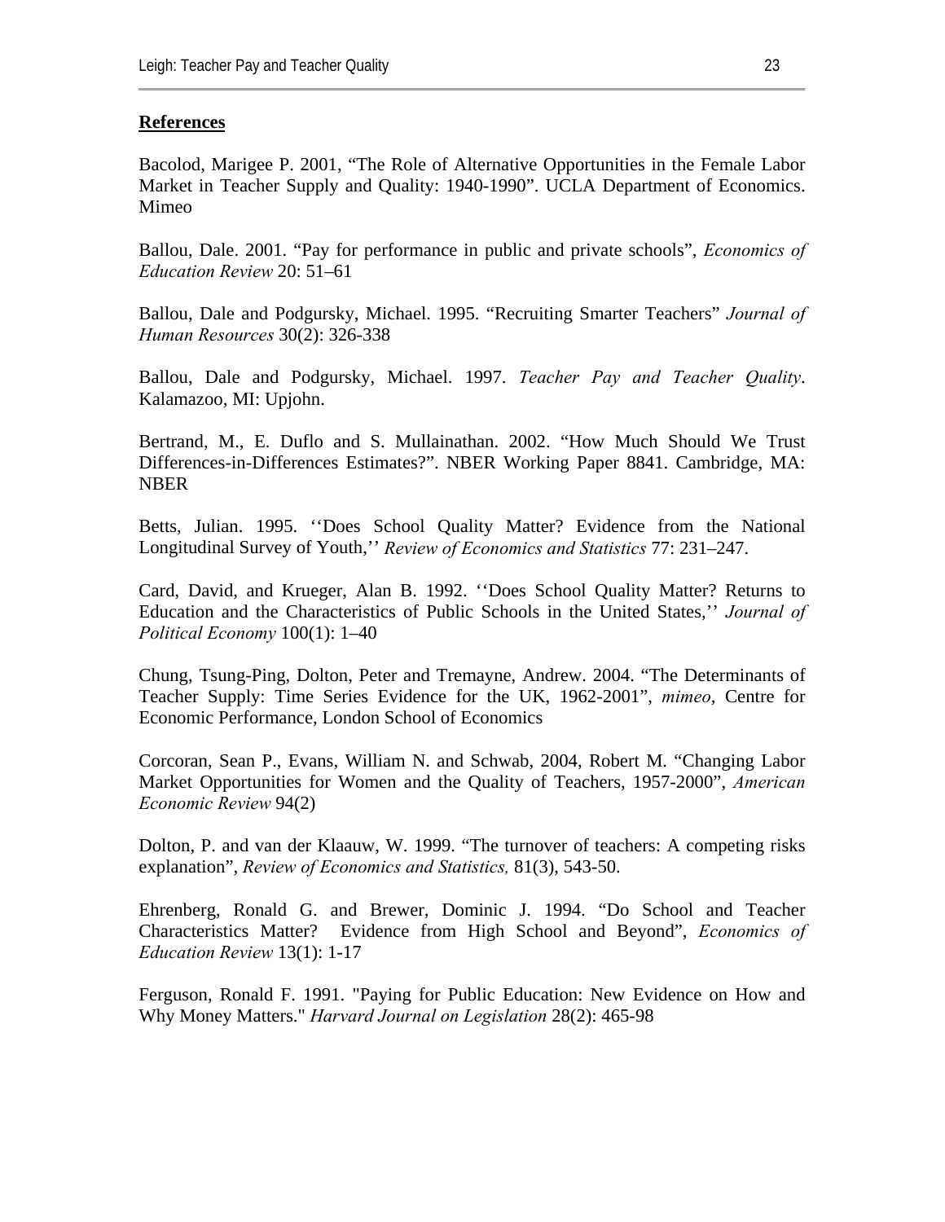**References**

Bacolod, Marigee P. 2001, "The Role of Alternative Opportunities in the Female Labor Market in Teacher Supply and Quality: 1940-1990". UCLA Department of Economics. Mimeo

Ballou, Dale. 2001. "Pay for performance in public and private schools", *Economics of Education Review* 20: 51–61

Ballou, Dale and Podgursky, Michael. 1995. "Recruiting Smarter Teachers" *Journal of Human Resources* 30(2): 326-338

Ballou, Dale and Podgursky, Michael. 1997. *Teacher Pay and Teacher Quality*. Kalamazoo, MI: Upjohn.

Bertrand, M., E. Duflo and S. Mullainathan. 2002. "How Much Should We Trust Differences-in-Differences Estimates?". NBER Working Paper 8841. Cambridge, MA: NBER

Betts, Julian. 1995. ''Does School Quality Matter? Evidence from the National Longitudinal Survey of Youth,'' *Review of Economics and Statistics* 77: 231–247.

Card, David, and Krueger, Alan B. 1992. ''Does School Quality Matter? Returns to Education and the Characteristics of Public Schools in the United States,'' *Journal of Political Economy* 100(1): 1–40

Chung, Tsung-Ping, Dolton, Peter and Tremayne, Andrew. 2004. "The Determinants of Teacher Supply: Time Series Evidence for the UK, 1962-2001", *mimeo*, Centre for Economic Performance, London School of Economics

Corcoran, Sean P., Evans, William N. and Schwab, 2004, Robert M. "Changing Labor Market Opportunities for Women and the Quality of Teachers, 1957-2000", *American Economic Review* 94(2)

Dolton, P. and van der Klaauw, W. 1999. "The turnover of teachers: A competing risks explanation", *Review of Economics and Statistics,* 81(3), 543-50.

Ehrenberg, Ronald G. and Brewer, Dominic J. 1994. "Do School and Teacher Characteristics Matter? Evidence from High School and Beyond", *Economics of Education Review* 13(1): 1-17

Ferguson, Ronald F. 1991. "Paying for Public Education: New Evidence on How and Why Money Matters." *Harvard Journal on Legislation* 28(2): 465-98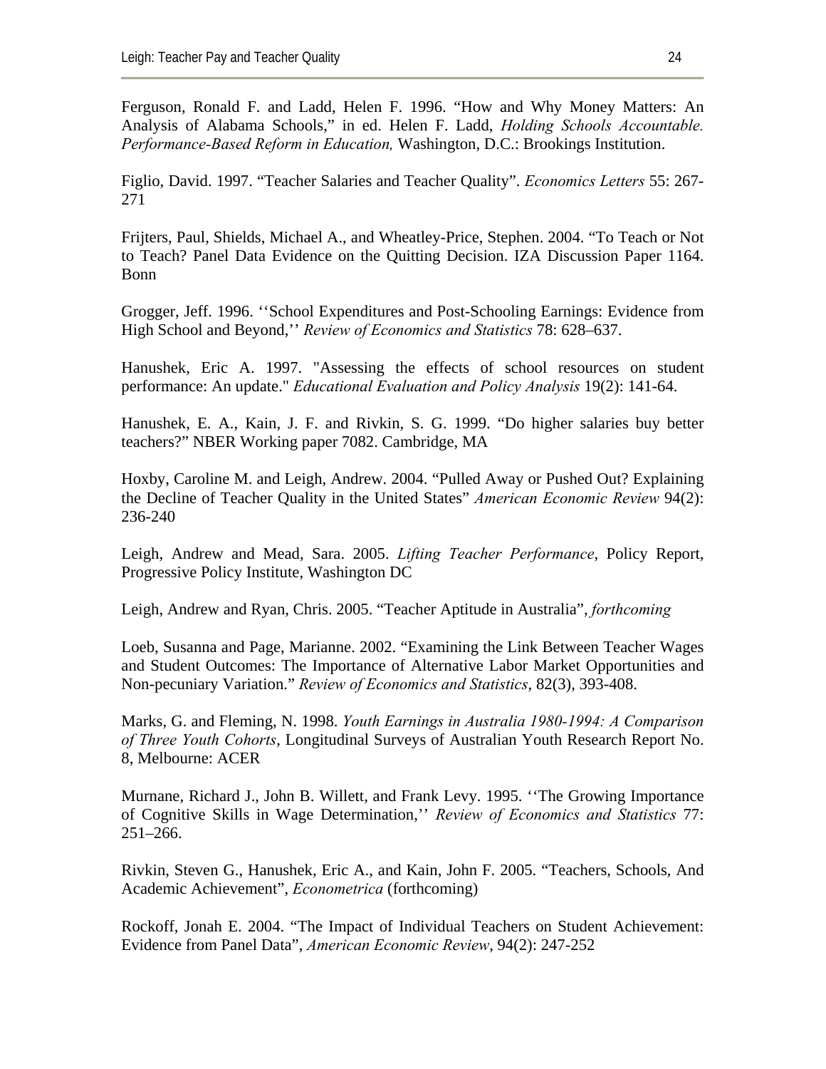Ferguson, Ronald F. and Ladd, Helen F. 1996. "How and Why Money Matters: An Analysis of Alabama Schools," in ed. Helen F. Ladd, *Holding Schools Accountable. Performance-Based Reform in Education,* Washington, D.C.: Brookings Institution.

Figlio, David. 1997. "Teacher Salaries and Teacher Quality". *Economics Letters* 55: 267-271

Frijters, Paul, Shields, Michael A., and Wheatley-Price, Stephen. 2004. "To Teach or Not to Teach? Panel Data Evidence on the Quitting Decision. IZA Discussion Paper 1164. Bonn

Grogger, Jeff. 1996. ''School Expenditures and Post-Schooling Earnings: Evidence from High School and Beyond,'' *Review of Economics and Statistics* 78: 628–637.

Hanushek, Eric A. 1997. "Assessing the effects of school resources on student performance: An update." *Educational Evaluation and Policy Analysis* 19(2): 141-64.

Hanushek, E. A., Kain, J. F. and Rivkin, S. G. 1999. "Do higher salaries buy better teachers?" NBER Working paper 7082. Cambridge, MA

Hoxby, Caroline M. and Leigh, Andrew. 2004. "Pulled Away or Pushed Out? Explaining the Decline of Teacher Quality in the United States" *American Economic Review* 94(2): 236-240

Leigh, Andrew and Mead, Sara. 2005. *Lifting Teacher Performance*, Policy Report, Progressive Policy Institute, Washington DC

Leigh, Andrew and Ryan, Chris. 2005. "Teacher Aptitude in Australia", *forthcoming*

Loeb, Susanna and Page, Marianne. 2002. "Examining the Link Between Teacher Wages and Student Outcomes: The Importance of Alternative Labor Market Opportunities and Non-pecuniary Variation." *Review of Economics and Statistics*, 82(3), 393-408.

Marks, G. and Fleming, N. 1998. *Youth Earnings in Australia 1980-1994: A Comparison of Three Youth Cohorts*, Longitudinal Surveys of Australian Youth Research Report No. 8, Melbourne: ACER

Murnane, Richard J., John B. Willett, and Frank Levy. 1995. ''The Growing Importance of Cognitive Skills in Wage Determination,'' *Review of Economics and Statistics* 77: 251–266.

Rivkin, Steven G., Hanushek, Eric A., and Kain, John F. 2005. "Teachers, Schools, And Academic Achievement", *Econometrica* (forthcoming)

Rockoff, Jonah E. 2004. "The Impact of Individual Teachers on Student Achievement: Evidence from Panel Data", *American Economic Review*, 94(2): 247-252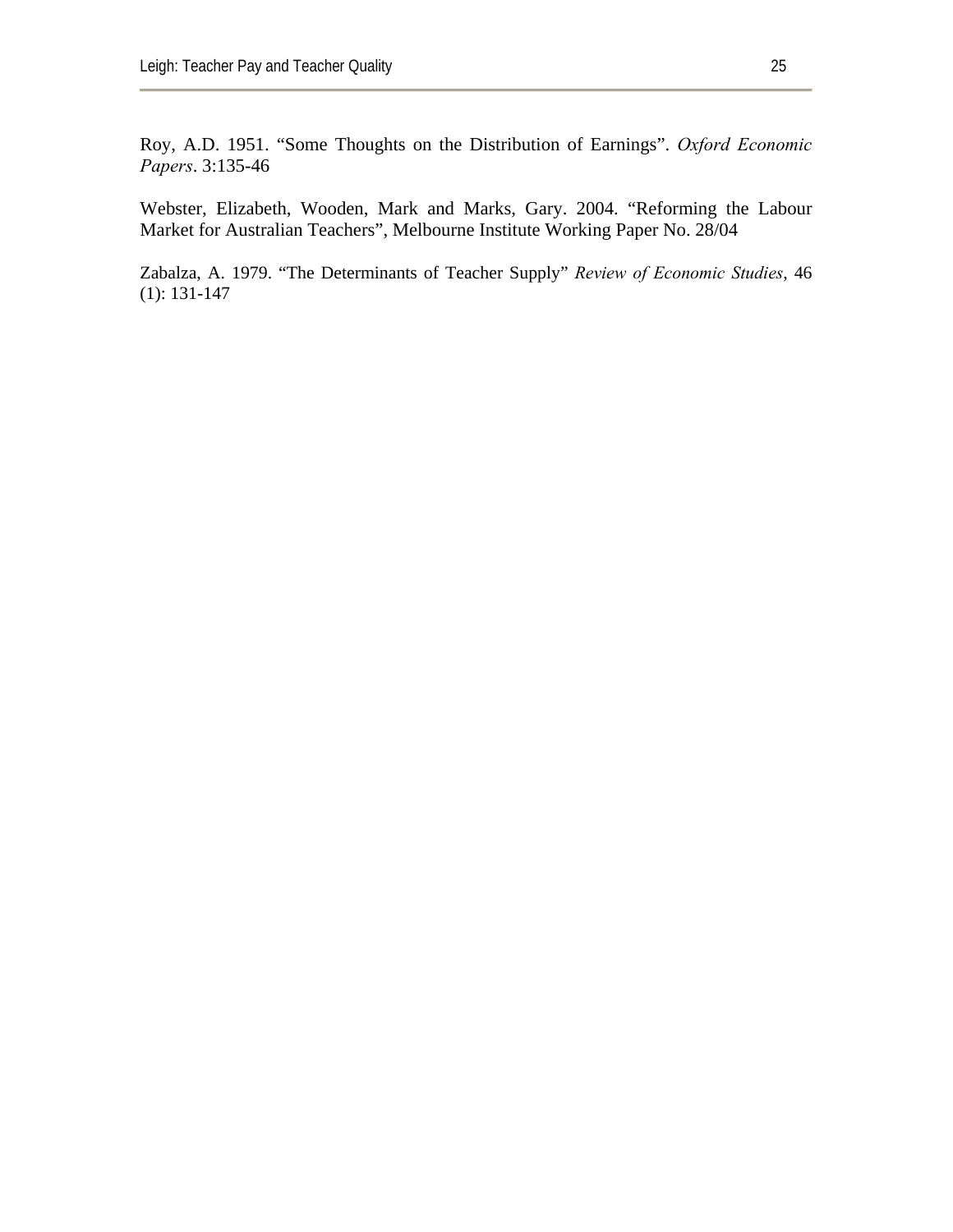Roy, A.D. 1951. "Some Thoughts on the Distribution of Earnings". *Oxford Economic Papers*. 3:135-46

Webster, Elizabeth, Wooden, Mark and Marks, Gary. 2004. "Reforming the Labour Market for Australian Teachers", Melbourne Institute Working Paper No. 28/04

Zabalza, A. 1979. "The Determinants of Teacher Supply" *Review of Economic Studies*, 46 (1): 131-147